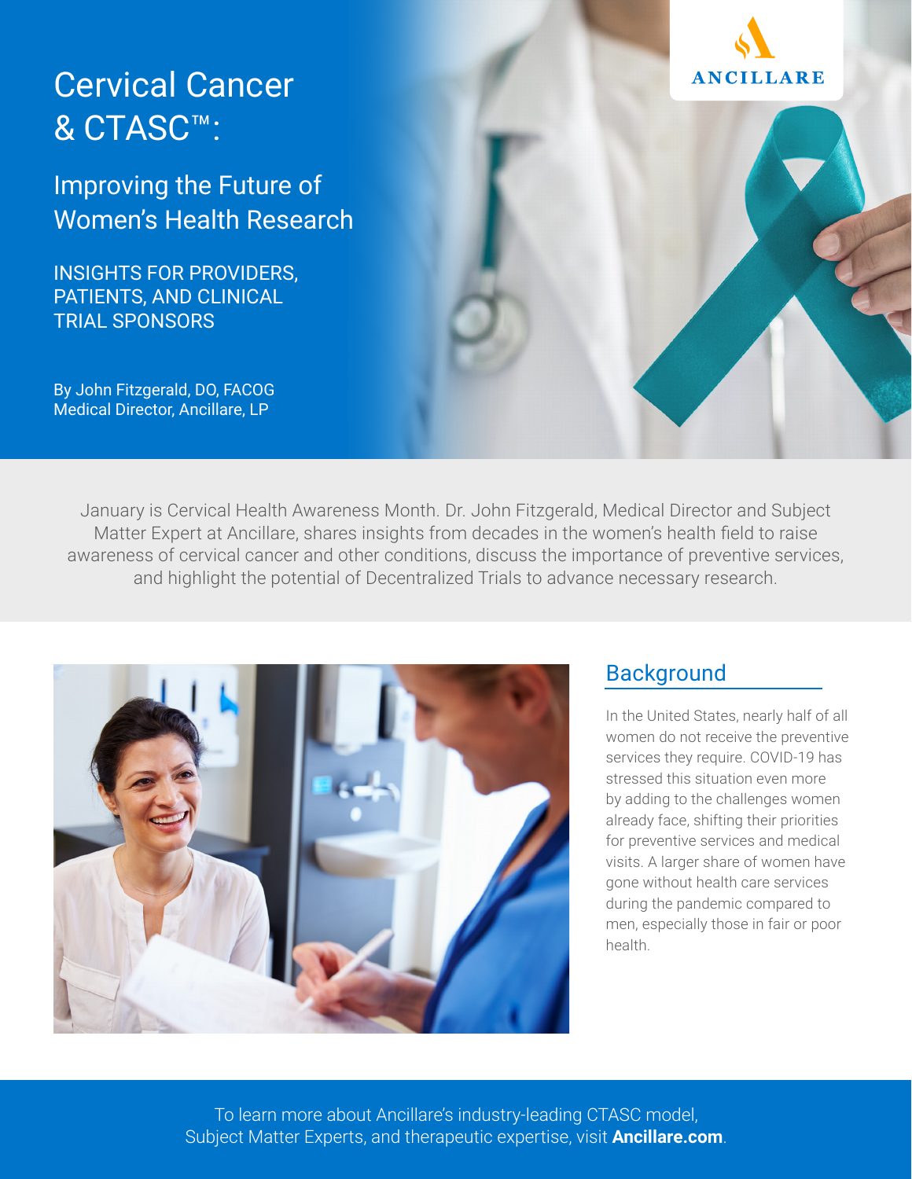# Cervical Cancer & CTASC™:

## Improving the Future of Women's Health Research

INSIGHTS FOR PROVIDERS, PATIENTS, AND CLINICAL TRIAL SPONSORS

By John Fitzgerald, DO, FACOG
Medical Director, Ancillare, LP

ANCILLARE

January is Cervical Health Awareness Month. Dr. John Fitzgerald, Medical Director and Subject Matter Expert at Ancillare, shares insights from decades in the women's health field to raise awareness of cervical cancer and other conditions, discuss the importance of preventive services, and highlight the potential of Decentralized Trials to advance necessary research.

## Background

In the United States, nearly half of all women do not receive the preventive services they require. COVID-19 has stressed this situation even more by adding to the challenges women already face, shifting their priorities for preventive services and medical visits. A larger share of women have gone without health care services during the pandemic compared to men, especially those in fair or poor health.

To learn more about Ancillare's industry-leading CTASC model, Subject Matter Experts, and therapeutic expertise, visit **Ancillare.com**.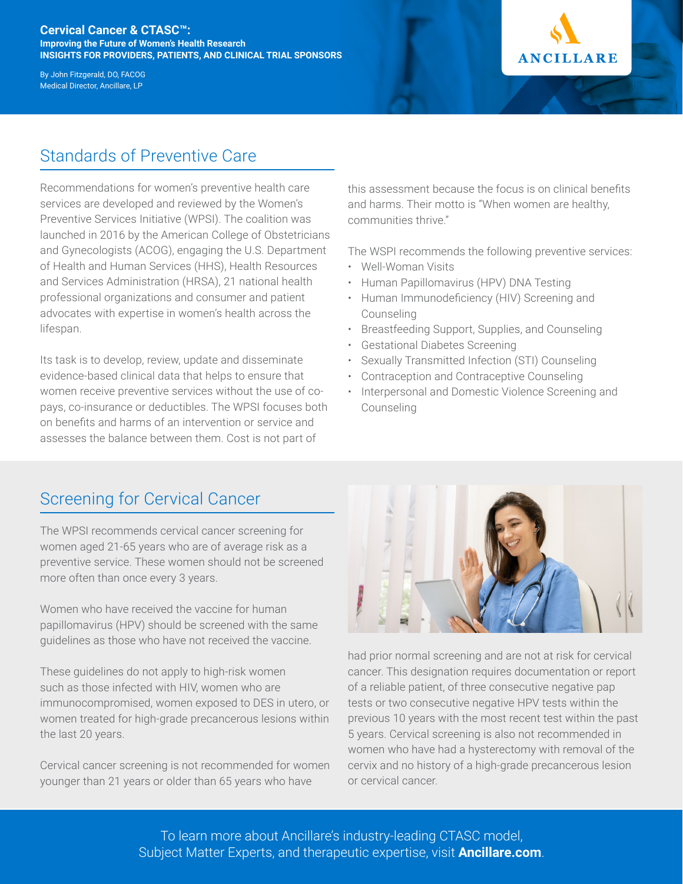**Cervical Cancer & CTASC™:**
**Improving the Future of Women's Health Research**
**INSIGHTS FOR PROVIDERS, PATIENTS, AND CLINICAL TRIAL SPONSORS**

By John Fitzgerald, DO, FACOG
Medical Director, Ancillare, LP

## Standards of Preventive Care

Recommendations for women's preventive health care services are developed and reviewed by the Women's Preventive Services Initiative (WPSI). The coalition was launched in 2016 by the American College of Obstetricians and Gynecologists (ACOG), engaging the U.S. Department of Health and Human Services (HHS), Health Resources and Services Administration (HRSA), 21 national health professional organizations and consumer and patient advocates with expertise in women's health across the lifespan.

Its task is to develop, review, update and disseminate evidence-based clinical data that helps to ensure that women receive preventive services without the use of co-pays, co-insurance or deductibles. The WPSI focuses both on benefits and harms of an intervention or service and assesses the balance between them. Cost is not part of this assessment because the focus is on clinical benefits and harms. Their motto is "When women are healthy, communities thrive."

The WSPI recommends the following preventive services:

- Well-Woman Visits
- Human Papillomavirus (HPV) DNA Testing
- Human Immunodeficiency (HIV) Screening and Counseling
- Breastfeeding Support, Supplies, and Counseling
- Gestational Diabetes Screening
- Sexually Transmitted Infection (STI) Counseling
- Contraception and Contraceptive Counseling
- Interpersonal and Domestic Violence Screening and Counseling

## Screening for Cervical Cancer

The WPSI recommends cervical cancer screening for women aged 21-65 years who are of average risk as a preventive service. These women should not be screened more often than once every 3 years.

Women who have received the vaccine for human papillomavirus (HPV) should be screened with the same guidelines as those who have not received the vaccine.

These guidelines do not apply to high-risk women such as those infected with HIV, women who are immunocompromised, women exposed to DES in utero, or women treated for high-grade precancerous lesions within the last 20 years.

Cervical cancer screening is not recommended for women younger than 21 years or older than 65 years who have had prior normal screening and are not at risk for cervical cancer. This designation requires documentation or report of a reliable patient, of three consecutive negative pap tests or two consecutive negative HPV tests within the previous 10 years with the most recent test within the past 5 years. Cervical screening is also not recommended in women who have had a hysterectomy with removal of the cervix and no history of a high-grade precancerous lesion or cervical cancer.

To learn more about Ancillare's industry-leading CTASC model, Subject Matter Experts, and therapeutic expertise, visit **Ancillare.com**.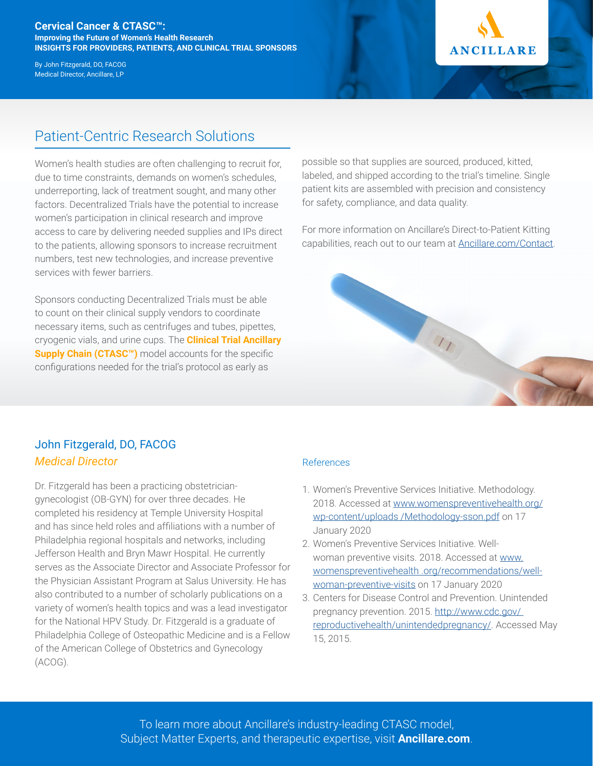**Cervical Cancer & CTASC™:**
**Improving the Future of Women's Health Research**
**INSIGHTS FOR PROVIDERS, PATIENTS, AND CLINICAL TRIAL SPONSORS**

By John Fitzgerald, DO, FACOG
Medical Director, Ancillare, LP

ANCILLARE

## Patient-Centric Research Solutions

Women's health studies are often challenging to recruit for, due to time constraints, demands on women's schedules, underreporting, lack of treatment sought, and many other factors. Decentralized Trials have the potential to increase women's participation in clinical research and improve access to care by delivering needed supplies and IPs direct to the patients, allowing sponsors to increase recruitment numbers, test new technologies, and increase preventive services with fewer barriers.

Sponsors conducting Decentralized Trials must be able to count on their clinical supply vendors to coordinate necessary items, such as centrifuges and tubes, pipettes, cryogenic vials, and urine cups. The **Clinical Trial Ancillary Supply Chain (CTASC™)** model accounts for the specific configurations needed for the trial's protocol as early as possible so that supplies are sourced, produced, kitted, labeled, and shipped according to the trial's timeline. Single patient kits are assembled with precision and consistency for safety, compliance, and data quality.

For more information on Ancillare's Direct-to-Patient Kitting capabilities, reach out to our team at Ancillare.com/Contact.

## John Fitzgerald, DO, FACOG

*Medical Director*

Dr. Fitzgerald has been a practicing obstetrician-gynecologist (OB-GYN) for over three decades. He completed his residency at Temple University Hospital and has since held roles and affiliations with a number of Philadelphia regional hospitals and networks, including Jefferson Health and Bryn Mawr Hospital. He currently serves as the Associate Director and Associate Professor for the Physician Assistant Program at Salus University. He has also contributed to a number of scholarly publications on a variety of women's health topics and was a lead investigator for the National HPV Study. Dr. Fitzgerald is a graduate of Philadelphia College of Osteopathic Medicine and is a Fellow of the American College of Obstetrics and Gynecology (ACOG).

### References

1. Women's Preventive Services Initiative. Methodology. 2018. Accessed at www.womenspreventivehealth.org/wp-content/uploads /Methodology-sson.pdf on 17 January 2020
2. Women's Preventive Services Initiative. Well-woman preventive visits. 2018. Accessed at www.womenspreventivehealth .org/recommendations/well-woman-preventive-visits on 17 January 2020
3. Centers for Disease Control and Prevention. Unintended pregnancy prevention. 2015. http://www.cdc.gov/reproductivehealth/unintendedpregnancy/. Accessed May 15, 2015.

To learn more about Ancillare's industry-leading CTASC model, Subject Matter Experts, and therapeutic expertise, visit **Ancillare.com**.